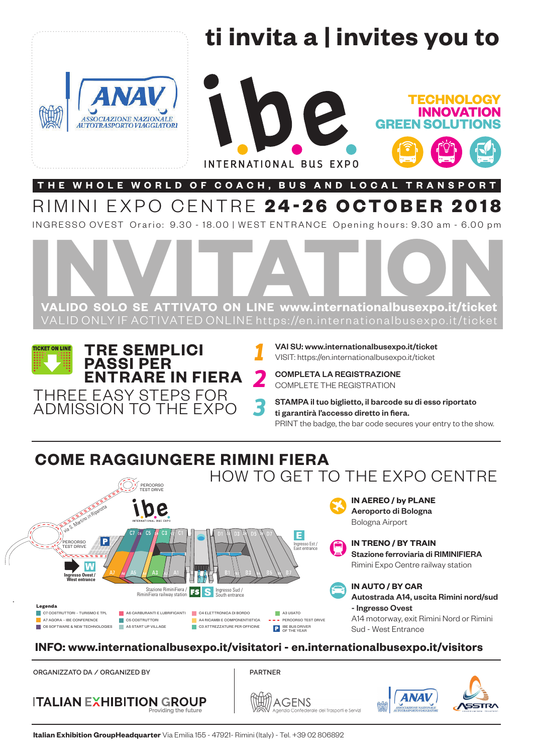ANAV
ASSOCIAZIONE NAZIONALE AUTOTRASPORTO VIAGGIATORI

# ti invita a | invites you to

# i.b.e.
INTERNATIONAL BUS EXPO

**TECHNOLOGY**
**INNOVATION**
**GREEN SOLUTIONS**

**THE WHOLE WORLD OF COACH, BUS AND LOCAL TRANSPORT**

## RIMINI EXPO CENTRE **24-26 OCTOBER 2018**

INGRESSO OVEST Orario: 9.30 - 18.00 | WEST ENTRANCE Opening hours: 9.30 am - 6.00 pm

# INVITATION

**VALIDO SOLO SE ATTIVATO ON LINE www.internationalbusexpo.it/ticket**
VALID ONLY IF ACTIVATED ONLINE https://en.internationalbusexpo.it/ticket

TICKET ON LINE

## TRE SEMPLICI PASSI PER ENTRARE IN FIERA
THREE EASY STEPS FOR ADMISSION TO THE EXPO

1. **VAI SU: www.internationalbusexpo.it/ticket**
   VISIT: https://en.internationalbusexpo.it/ticket
2. **COMPLETA LA REGISTRAZIONE**
   COMPLETE THE REGISTRATION
3. **STAMPA il tuo biglietto, il barcode su di esso riportato ti garantirà l'accesso diretto in fiera.**
   PRINT the badge, the bar code secures your entry to the show.

## COME RAGGIUNGERE RIMINI FIERA
HOW TO GET TO THE EXPO CENTRE

PERCORSO TEST DRIVE
via S. Martino in Riparotta
PERCORSO TEST DRIVE
Ingresso Ovest / West entrance
Ingresso Est / East entrance
Stazione RiminiFiera / RiminiFiera railway station
Ingresso Sud / South entrance

**Legenda**
- C7 COSTRUTTORI – TURISMO E TPL
- A7 AGORA - IBE CONFERENCE
- C6 SOFTWARE & NEW TECHNOLOGIES
- A6 CARBURANTI E LUBRIFICANTI
- C5 COSTRUTTORI
- A5 START UP VILLAGE
- C4 ELETTRONICA DI BORDO
- A4 RICAMBI E COMPONENTISTICA
- C3 ATTREZZATURE PER OFFICINE
- A3 USATO
- PERCORSO TEST DRIVE
- P IBE BUS DRIVER OF THE YEAR

**IN AEREO / by PLANE**
**Aeroporto di Bologna**
Bologna Airport

**IN TRENO / BY TRAIN**
**Stazione ferroviaria di RIMINIFIERA**
Rimini Expo Centre railway station

**IN AUTO / BY CAR**
**Autostrada A14, uscita Rimini nord/sud - Ingresso Ovest**
A14 motorway, exit Rimini Nord or Rimini Sud - West Entrance

**INFO: www.internationalbusexpo.it/visitatori - en.internationalbusexpo.it/visitors**

ORGANIZZATO DA / ORGANIZED BY

ITALIAN EXHIBITION GROUP
Providing the future

PARTNER

AGENS
Agenzia Confederale dei Trasporti e Servizi

ANAV
ASSOCIAZIONE NAZIONALE AUTOTRASPORTO VIAGGIATORI

ASSTRA

**Italian Exhibition GroupHeadquarter** Via Emilia 155 - 47921- Rimini (Italy) - Tel. +39 02 806892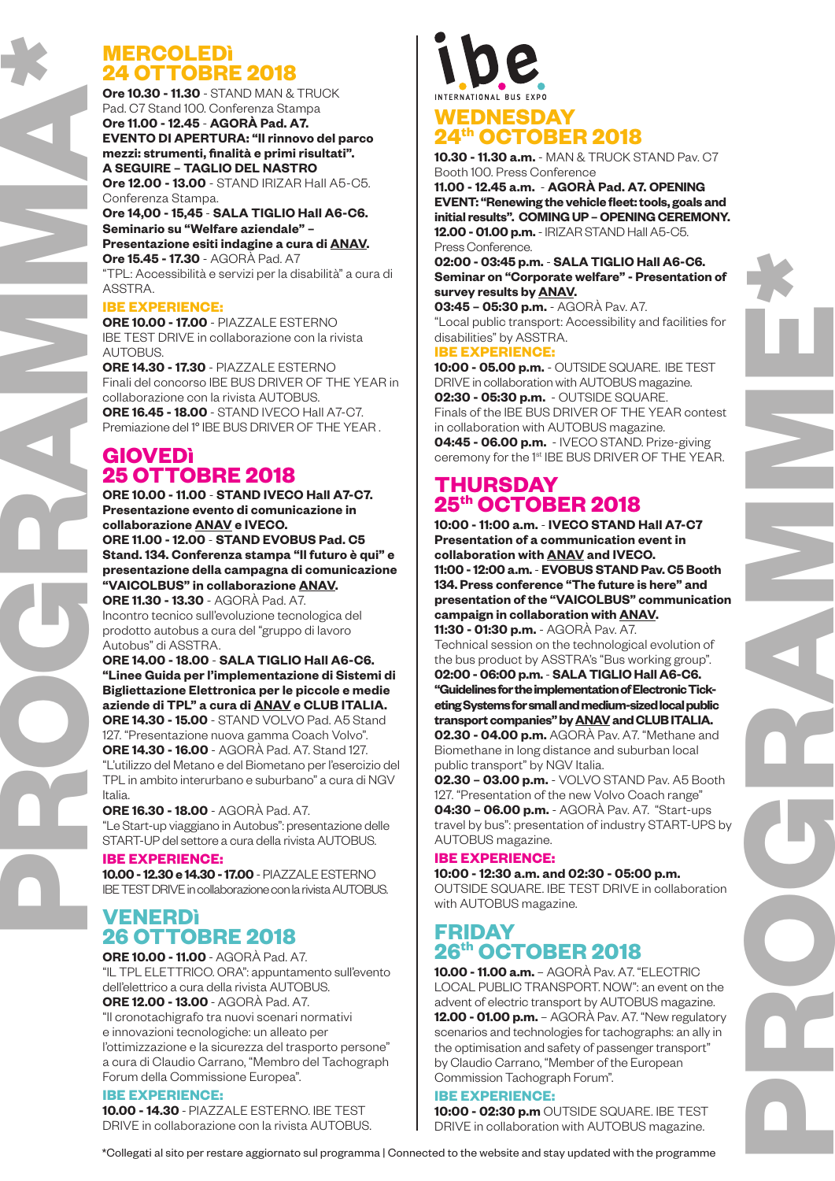# PROGRAMMA*

## MERCOLEDì 24 OTTOBRE 2018

**Ore 10.30 - 11.30** - STAND MAN & TRUCK Pad. C7 Stand 100. Conferenza Stampa

**Ore 11.00 - 12.45** - **AGORÀ Pad. A7. EVENTO DI APERTURA: "Il rinnovo del parco mezzi: strumenti, finalità e primi risultati". A SEGUIRE – TAGLIO DEL NASTRO**

**Ore 12.00 - 13.00** - STAND IRIZAR Hall A5-C5. Conferenza Stampa.

**Ore 14,00 – 15,45** - **SALA TIGLIO Hall A6-C6. Seminario su "Welfare aziendale" – Presentazione esiti indagine a cura di ANAV.**

**Ore 15.45 - 17.30** - AGORÀ Pad. A7
"TPL: Accessibilità e servizi per la disabilità" a cura di ASSTRA.

### IBE EXPERIENCE:

**ORE 10.00 - 17.00** - PIAZZALE ESTERNO
IBE TEST DRIVE in collaborazione con la rivista AUTOBUS.

**ORE 14.30 - 17.30** - PIAZZALE ESTERNO
Finali del concorso IBE BUS DRIVER OF THE YEAR in collaborazione con la rivista AUTOBUS.

**ORE 16.45 - 18.00** - STAND IVECO Hall A7-C7.
Premiazione del 1° IBE BUS DRIVER OF THE YEAR .

## GIOVEDì 25 OTTOBRE 2018

**ORE 10.00 - 11.00** - **STAND IVECO Hall A7-C7. Presentazione evento di comunicazione in collaborazione ANAV e IVECO.**

**ORE 11.00 - 12.00** - **STAND EVOBUS Pad. C5 Stand. 134. Conferenza stampa "Il futuro è qui" e presentazione della campagna di comunicazione "VAICOLBUS" in collaborazione ANAV.**

**ORE 11.30 - 13.30** - AGORÀ Pad. A7.
Incontro tecnico sull'evoluzione tecnologica del prodotto autobus a cura del "gruppo di lavoro Autobus" di ASSTRA.

**ORE 14.00 - 18.00** - **SALA TIGLIO Hall A6-C6. "Linee Guida per l'implementazione di Sistemi di Bigliettazione Elettronica per le piccole e medie aziende di TPL" a cura di ANAV e CLUB ITALIA.**

**ORE 14.30 - 15.00** - STAND VOLVO Pad. A5 Stand 127. "Presentazione nuova gamma Coach Volvo".

**ORE 14.30 - 16.00** - AGORÀ Pad. A7. Stand 127.
"L'utilizzo del Metano e del Biometano per l'esercizio del TPL in ambito interurbano e suburbano" a cura di NGV Italia.

**ORE 16.30 - 18.00** - AGORÀ Pad. A7.
"Le Start-up viaggiano in Autobus": presentazione delle START-UP del settore a cura della rivista AUTOBUS.

### IBE EXPERIENCE:

**10.00 - 12.30 e 14.30 - 17.00** - PIAZZALE ESTERNO
IBE TEST DRIVE in collaborazione con la rivista AUTOBUS.

## VENERDì 26 OTTOBRE 2018

**ORE 10.00 - 11.00** - AGORÀ Pad. A7.
"IL TPL ELETTRICO. ORA": appuntamento sull'evento dell'elettrico a cura della rivista AUTOBUS.

**ORE 12.00 - 13.00** - AGORÀ Pad. A7.
"Il cronotachigrafo tra nuovi scenari normativi e innovazioni tecnologiche: un alleato per l'ottimizzazione e la sicurezza del trasporto persone" a cura di Claudio Carrano, "Membro del Tachograph Forum della Commissione Europea".

### IBE EXPERIENCE:

**10.00 - 14.30** - PIAZZALE ESTERNO. IBE TEST DRIVE in collaborazione con la rivista AUTOBUS.

---

ibe INTERNATIONAL BUS EXPO

# PROGRAMME*

## WEDNESDAY 24th OCTOBER 2018

**10.30 - 11.30 a.m.** - MAN & TRUCK STAND Pav. C7 Booth 100. Press Conference

**11.00 - 12.45 a.m.** - **AGORÀ Pad. A7. OPENING EVENT: "Renewing the vehicle fleet: tools, goals and initial results". COMING UP – OPENING CEREMONY.**

**12.00 - 01.00 p.m.** - IRIZAR STAND Hall A5-C5. Press Conference.

**02:00 - 03:45 p.m.** - **SALA TIGLIO Hall A6-C6. Seminar on "Corporate welfare" - Presentation of survey results by ANAV.**

**03:45 – 05:30 p.m.** - AGORÀ Pav. A7.
"Local public transport: Accessibility and facilities for disabilities" by ASSTRA.

### IBE EXPERIENCE:

**10:00 - 05.00 p.m.** - OUTSIDE SQUARE. IBE TEST DRIVE in collaboration with AUTOBUS magazine.

**02:30 - 05:30 p.m.** - OUTSIDE SQUARE.
Finals of the IBE BUS DRIVER OF THE YEAR contest in collaboration with AUTOBUS magazine.

**04:45 - 06.00 p.m.** - IVECO STAND. Prize-giving ceremony for the 1st IBE BUS DRIVER OF THE YEAR.

## THURSDAY 25th OCTOBER 2018

**10:00 - 11:00 a.m.** - **IVECO STAND Hall A7-C7 Presentation of a communication event in collaboration with ANAV and IVECO.**

**11:00 - 12:00 a.m.** - **EVOBUS STAND Pav. C5 Booth 134. Press conference "The future is here" and presentation of the "VAICOLBUS" communication campaign in collaboration with ANAV.**

**11:30 - 01:30 p.m.** - AGORÀ Pav. A7.
Technical session on the technological evolution of the bus product by ASSTRA's "Bus working group".

**02:00 - 06:00 p.m.** - **SALA TIGLIO Hall A6-C6. "Guidelines for the implementation of Electronic Ticketing Systems for small and medium-sized local public transport companies" by ANAV and CLUB ITALIA.**

**02.30 - 04.00 p.m.** AGORÀ Pav. A7. "Methane and Biomethane in long distance and suburban local public transport" by NGV Italia.

**02.30 – 03.00 p.m.** - VOLVO STAND Pav. A5 Booth 127. "Presentation of the new Volvo Coach range"

**04:30 – 06.00 p.m.** - AGORÀ Pav. A7. "Start-ups travel by bus": presentation of industry START-UPS by AUTOBUS magazine.

### IBE EXPERIENCE:

**10:00 - 12:30 a.m. and 02:30 - 05:00 p.m.**
OUTSIDE SQUARE. IBE TEST DRIVE in collaboration with AUTOBUS magazine.

## FRIDAY 26th OCTOBER 2018

**10.00 - 11.00 a.m.** – AGORÀ Pav. A7. "ELECTRIC LOCAL PUBLIC TRANSPORT. NOW": an event on the advent of electric transport by AUTOBUS magazine.

**12.00 - 01.00 p.m.** – AGORÀ Pav. A7. "New regulatory scenarios and technologies for tachographs: an ally in the optimisation and safety of passenger transport" by Claudio Carrano, "Member of the European Commission Tachograph Forum".

### IBE EXPERIENCE:

**10:00 - 02:30 p.m** OUTSIDE SQUARE. IBE TEST DRIVE in collaboration with AUTOBUS magazine.

*Collegati al sito per restare aggiornato sul programma | Connected to the website and stay updated with the programme